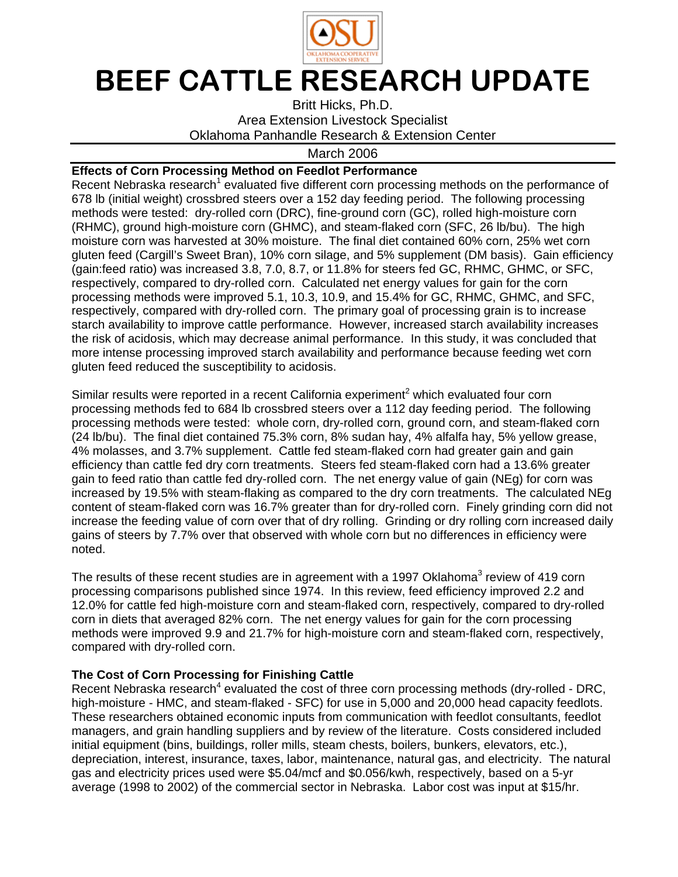# BEEF CATTLE RESEARCH UPDATE

Britt Hicks, Ph.D.
Area Extension Livestock Specialist
Oklahoma Panhandle Research & Extension Center

March 2006

**Effects of Corn Processing Method on Feedlot Performance**

Recent Nebraska research[1] evaluated five different corn processing methods on the performance of 678 lb (initial weight) crossbred steers over a 152 day feeding period. The following processing methods were tested: dry-rolled corn (DRC), fine-ground corn (GC), rolled high-moisture corn (RHMC), ground high-moisture corn (GHMC), and steam-flaked corn (SFC, 26 lb/bu). The high moisture corn was harvested at 30% moisture. The final diet contained 60% corn, 25% wet corn gluten feed (Cargill's Sweet Bran), 10% corn silage, and 5% supplement (DM basis). Gain efficiency (gain:feed ratio) was increased 3.8, 7.0, 8.7, or 11.8% for steers fed GC, RHMC, GHMC, or SFC, respectively, compared to dry-rolled corn. Calculated net energy values for gain for the corn processing methods were improved 5.1, 10.3, 10.9, and 15.4% for GC, RHMC, GHMC, and SFC, respectively, compared with dry-rolled corn. The primary goal of processing grain is to increase starch availability to improve cattle performance. However, increased starch availability increases the risk of acidosis, which may decrease animal performance. In this study, it was concluded that more intense processing improved starch availability and performance because feeding wet corn gluten feed reduced the susceptibility to acidosis.

Similar results were reported in a recent California experiment[2] which evaluated four corn processing methods fed to 684 lb crossbred steers over a 112 day feeding period. The following processing methods were tested: whole corn, dry-rolled corn, ground corn, and steam-flaked corn (24 lb/bu). The final diet contained 75.3% corn, 8% sudan hay, 4% alfalfa hay, 5% yellow grease, 4% molasses, and 3.7% supplement. Cattle fed steam-flaked corn had greater gain and gain efficiency than cattle fed dry corn treatments. Steers fed steam-flaked corn had a 13.6% greater gain to feed ratio than cattle fed dry-rolled corn. The net energy value of gain (NEg) for corn was increased by 19.5% with steam-flaking as compared to the dry corn treatments. The calculated NEg content of steam-flaked corn was 16.7% greater than for dry-rolled corn. Finely grinding corn did not increase the feeding value of corn over that of dry rolling. Grinding or dry rolling corn increased daily gains of steers by 7.7% over that observed with whole corn but no differences in efficiency were noted.

The results of these recent studies are in agreement with a 1997 Oklahoma[3] review of 419 corn processing comparisons published since 1974. In this review, feed efficiency improved 2.2 and 12.0% for cattle fed high-moisture corn and steam-flaked corn, respectively, compared to dry-rolled corn in diets that averaged 82% corn. The net energy values for gain for the corn processing methods were improved 9.9 and 21.7% for high-moisture corn and steam-flaked corn, respectively, compared with dry-rolled corn.

**The Cost of Corn Processing for Finishing Cattle**

Recent Nebraska research[4] evaluated the cost of three corn processing methods (dry-rolled - DRC, high-moisture - HMC, and steam-flaked - SFC) for use in 5,000 and 20,000 head capacity feedlots. These researchers obtained economic inputs from communication with feedlot consultants, feedlot managers, and grain handling suppliers and by review of the literature. Costs considered included initial equipment (bins, buildings, roller mills, steam chests, boilers, bunkers, elevators, etc.), depreciation, interest, insurance, taxes, labor, maintenance, natural gas, and electricity. The natural gas and electricity prices used were $5.04/mcf and $0.056/kwh, respectively, based on a 5-yr average (1998 to 2002) of the commercial sector in Nebraska. Labor cost was input at $15/hr.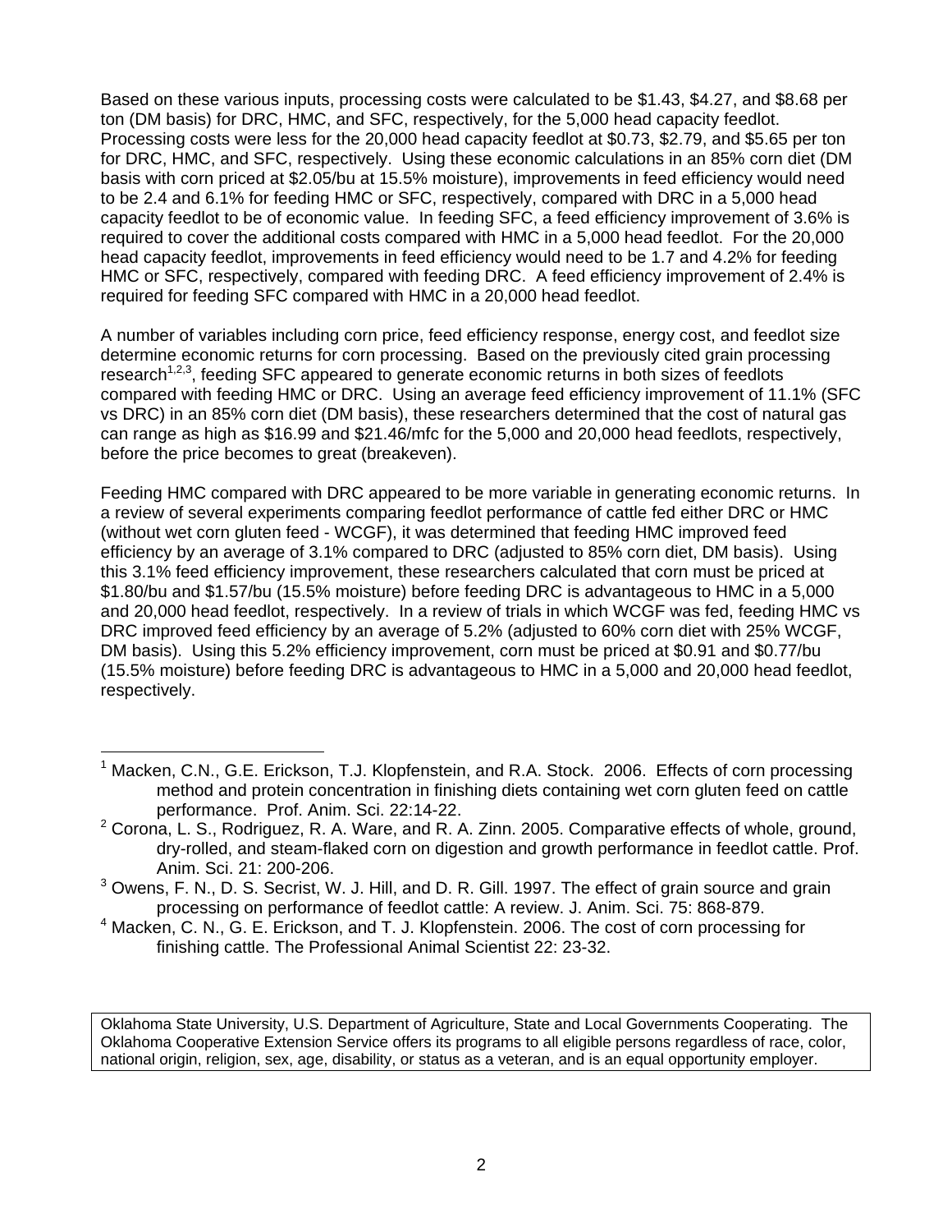Based on these various inputs, processing costs were calculated to be $1.43, $4.27, and $8.68 per ton (DM basis) for DRC, HMC, and SFC, respectively, for the 5,000 head capacity feedlot. Processing costs were less for the 20,000 head capacity feedlot at $0.73, $2.79, and $5.65 per ton for DRC, HMC, and SFC, respectively. Using these economic calculations in an 85% corn diet (DM basis with corn priced at $2.05/bu at 15.5% moisture), improvements in feed efficiency would need to be 2.4 and 6.1% for feeding HMC or SFC, respectively, compared with DRC in a 5,000 head capacity feedlot to be of economic value. In feeding SFC, a feed efficiency improvement of 3.6% is required to cover the additional costs compared with HMC in a 5,000 head feedlot. For the 20,000 head capacity feedlot, improvements in feed efficiency would need to be 1.7 and 4.2% for feeding HMC or SFC, respectively, compared with feeding DRC. A feed efficiency improvement of 2.4% is required for feeding SFC compared with HMC in a 20,000 head feedlot.

A number of variables including corn price, feed efficiency response, energy cost, and feedlot size determine economic returns for corn processing. Based on the previously cited grain processing research[1,2,3], feeding SFC appeared to generate economic returns in both sizes of feedlots compared with feeding HMC or DRC. Using an average feed efficiency improvement of 11.1% (SFC vs DRC) in an 85% corn diet (DM basis), these researchers determined that the cost of natural gas can range as high as $16.99 and $21.46/mfc for the 5,000 and 20,000 head feedlots, respectively, before the price becomes to great (breakeven).

Feeding HMC compared with DRC appeared to be more variable in generating economic returns. In a review of several experiments comparing feedlot performance of cattle fed either DRC or HMC (without wet corn gluten feed - WCGF), it was determined that feeding HMC improved feed efficiency by an average of 3.1% compared to DRC (adjusted to 85% corn diet, DM basis). Using this 3.1% feed efficiency improvement, these researchers calculated that corn must be priced at $1.80/bu and $1.57/bu (15.5% moisture) before feeding DRC is advantageous to HMC in a 5,000 and 20,000 head feedlot, respectively. In a review of trials in which WCGF was fed, feeding HMC vs DRC improved feed efficiency by an average of 5.2% (adjusted to 60% corn diet with 25% WCGF, DM basis). Using this 5.2% efficiency improvement, corn must be priced at $0.91 and $0.77/bu (15.5% moisture) before feeding DRC is advantageous to HMC in a 5,000 and 20,000 head feedlot, respectively.

---

[1] Macken, C.N., G.E. Erickson, T.J. Klopfenstein, and R.A. Stock. 2006. Effects of corn processing method and protein concentration in finishing diets containing wet corn gluten feed on cattle performance. Prof. Anim. Sci. 22:14-22.

[2] Corona, L. S., Rodriguez, R. A. Ware, and R. A. Zinn. 2005. Comparative effects of whole, ground, dry-rolled, and steam-flaked corn on digestion and growth performance in feedlot cattle. Prof. Anim. Sci. 21: 200-206.

[3] Owens, F. N., D. S. Secrist, W. J. Hill, and D. R. Gill. 1997. The effect of grain source and grain processing on performance of feedlot cattle: A review. J. Anim. Sci. 75: 868-879.

[4] Macken, C. N., G. E. Erickson, and T. J. Klopfenstein. 2006. The cost of corn processing for finishing cattle. The Professional Animal Scientist 22: 23-32.

Oklahoma State University, U.S. Department of Agriculture, State and Local Governments Cooperating. The Oklahoma Cooperative Extension Service offers its programs to all eligible persons regardless of race, color, national origin, religion, sex, age, disability, or status as a veteran, and is an equal opportunity employer.